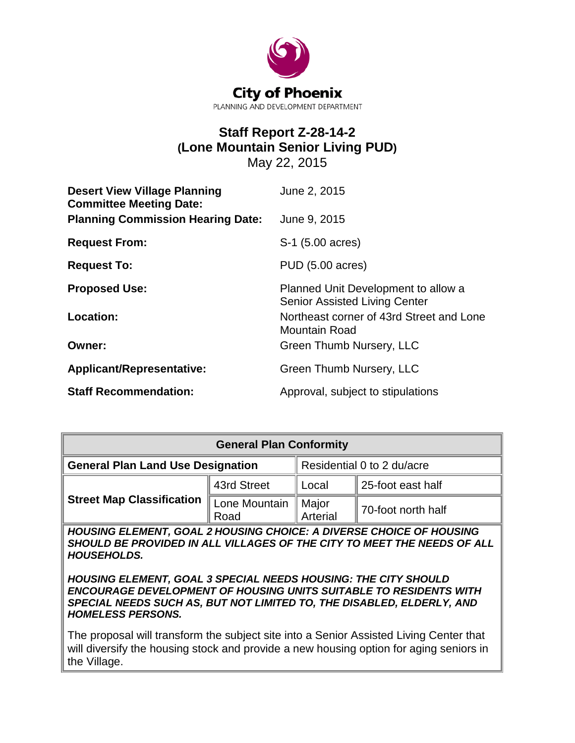**City of Phoenix**
PLANNING AND DEVELOPMENT DEPARTMENT

# Staff Report Z-28-14-2
## (Lone Mountain Senior Living PUD)
May 22, 2015

| | |
|---|---|
| **Desert View Village Planning Committee Meeting Date:** | June 2, 2015 |
| **Planning Commission Hearing Date:** | June 9, 2015 |
| **Request From:** | S-1 (5.00 acres) |
| **Request To:** | PUD (5.00 acres) |
| **Proposed Use:** | Planned Unit Development to allow a Senior Assisted Living Center |
| **Location:** | Northeast corner of 43rd Street and Lone Mountain Road |
| **Owner:** | Green Thumb Nursery, LLC |
| **Applicant/Representative:** | Green Thumb Nursery, LLC |
| **Staff Recommendation:** | Approval, subject to stipulations |

| **General Plan Conformity** | | | |
|---|---|---|---|
| **General Plan Land Use Designation** | | Residential 0 to 2 du/acre | |
| **Street Map Classification** | 43rd Street | Local | 25-foot east half |
| | Lone Mountain Road | Major Arterial | 70-foot north half |

***HOUSING ELEMENT, GOAL 2 HOUSING CHOICE: A DIVERSE CHOICE OF HOUSING SHOULD BE PROVIDED IN ALL VILLAGES OF THE CITY TO MEET THE NEEDS OF ALL HOUSEHOLDS.***

***HOUSING ELEMENT, GOAL 3 SPECIAL NEEDS HOUSING: THE CITY SHOULD ENCOURAGE DEVELOPMENT OF HOUSING UNITS SUITABLE TO RESIDENTS WITH SPECIAL NEEDS SUCH AS, BUT NOT LIMITED TO, THE DISABLED, ELDERLY, AND HOMELESS PERSONS.***

The proposal will transform the subject site into a Senior Assisted Living Center that will diversify the housing stock and provide a new housing option for aging seniors in the Village.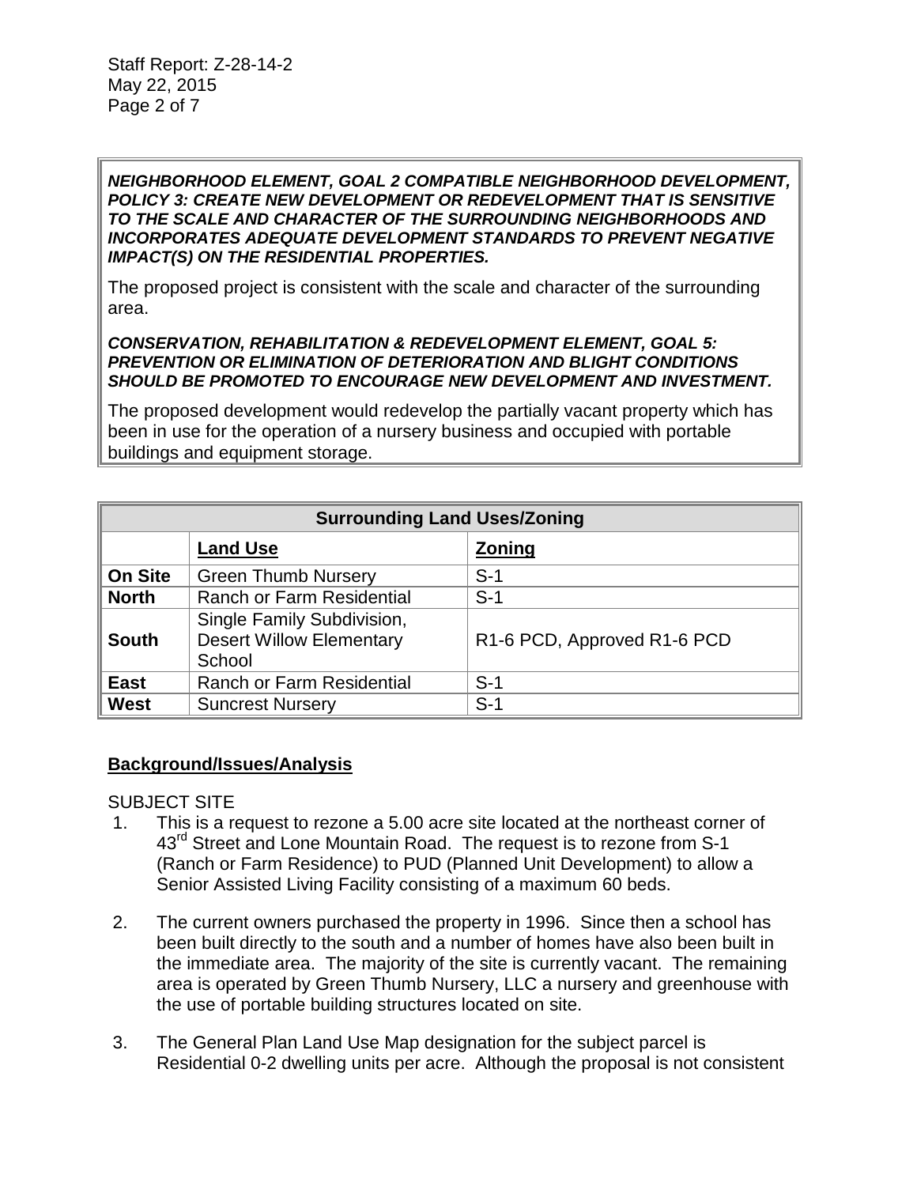***NEIGHBORHOOD ELEMENT, GOAL 2 COMPATIBLE NEIGHBORHOOD DEVELOPMENT, POLICY 3: CREATE NEW DEVELOPMENT OR REDEVELOPMENT THAT IS SENSITIVE TO THE SCALE AND CHARACTER OF THE SURROUNDING NEIGHBORHOODS AND INCORPORATES ADEQUATE DEVELOPMENT STANDARDS TO PREVENT NEGATIVE IMPACT(S) ON THE RESIDENTIAL PROPERTIES.***

The proposed project is consistent with the scale and character of the surrounding area.

***CONSERVATION, REHABILITATION & REDEVELOPMENT ELEMENT, GOAL 5: PREVENTION OR ELIMINATION OF DETERIORATION AND BLIGHT CONDITIONS SHOULD BE PROMOTED TO ENCOURAGE NEW DEVELOPMENT AND INVESTMENT.***

The proposed development would redevelop the partially vacant property which has been in use for the operation of a nursery business and occupied with portable buildings and equipment storage.

| Surrounding Land Uses/Zoning | | |
|---|---|---|
| | **Land Use** | **Zoning** |
| **On Site** | Green Thumb Nursery | S-1 |
| **North** | Ranch or Farm Residential | S-1 |
| **South** | Single Family Subdivision, Desert Willow Elementary School | R1-6 PCD, Approved R1-6 PCD |
| **East** | Ranch or Farm Residential | S-1 |
| **West** | Suncrest Nursery | S-1 |

## Background/Issues/Analysis

SUBJECT SITE

1. This is a request to rezone a 5.00 acre site located at the northeast corner of 43rd Street and Lone Mountain Road. The request is to rezone from S-1 (Ranch or Farm Residence) to PUD (Planned Unit Development) to allow a Senior Assisted Living Facility consisting of a maximum 60 beds.

2. The current owners purchased the property in 1996. Since then a school has been built directly to the south and a number of homes have also been built in the immediate area. The majority of the site is currently vacant. The remaining area is operated by Green Thumb Nursery, LLC a nursery and greenhouse with the use of portable building structures located on site.

3. The General Plan Land Use Map designation for the subject parcel is Residential 0-2 dwelling units per acre. Although the proposal is not consistent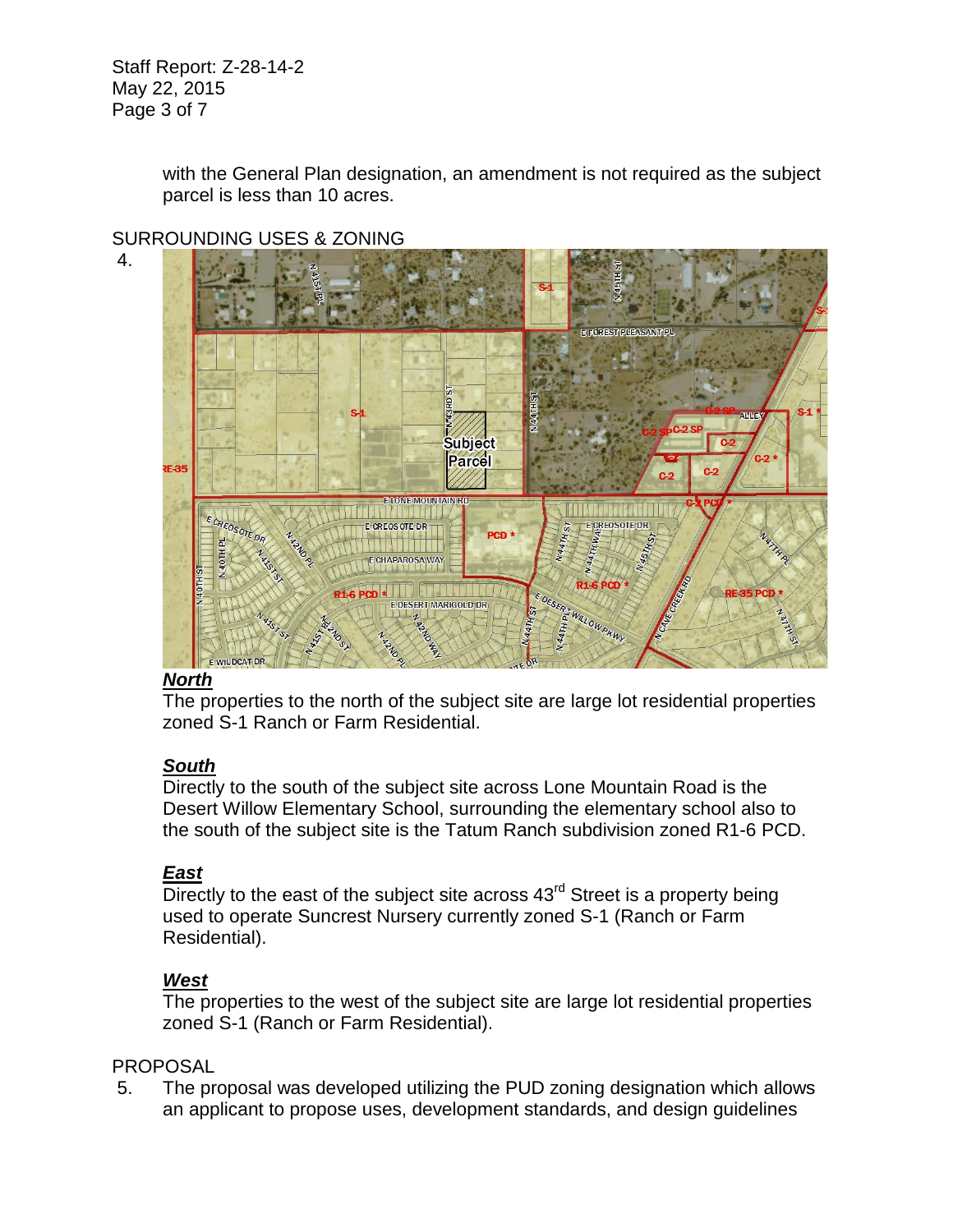with the General Plan designation, an amendment is not required as the subject parcel is less than 10 acres.

SURROUNDING USES & ZONING

4.

***North***

The properties to the north of the subject site are large lot residential properties zoned S-1 Ranch or Farm Residential.

***South***

Directly to the south of the subject site across Lone Mountain Road is the Desert Willow Elementary School, surrounding the elementary school also to the south of the subject site is the Tatum Ranch subdivision zoned R1-6 PCD.

***East***

Directly to the east of the subject site across 43rd Street is a property being used to operate Suncrest Nursery currently zoned S-1 (Ranch or Farm Residential).

***West***

The properties to the west of the subject site are large lot residential properties zoned S-1 (Ranch or Farm Residential).

PROPOSAL

5. The proposal was developed utilizing the PUD zoning designation which allows an applicant to propose uses, development standards, and design guidelines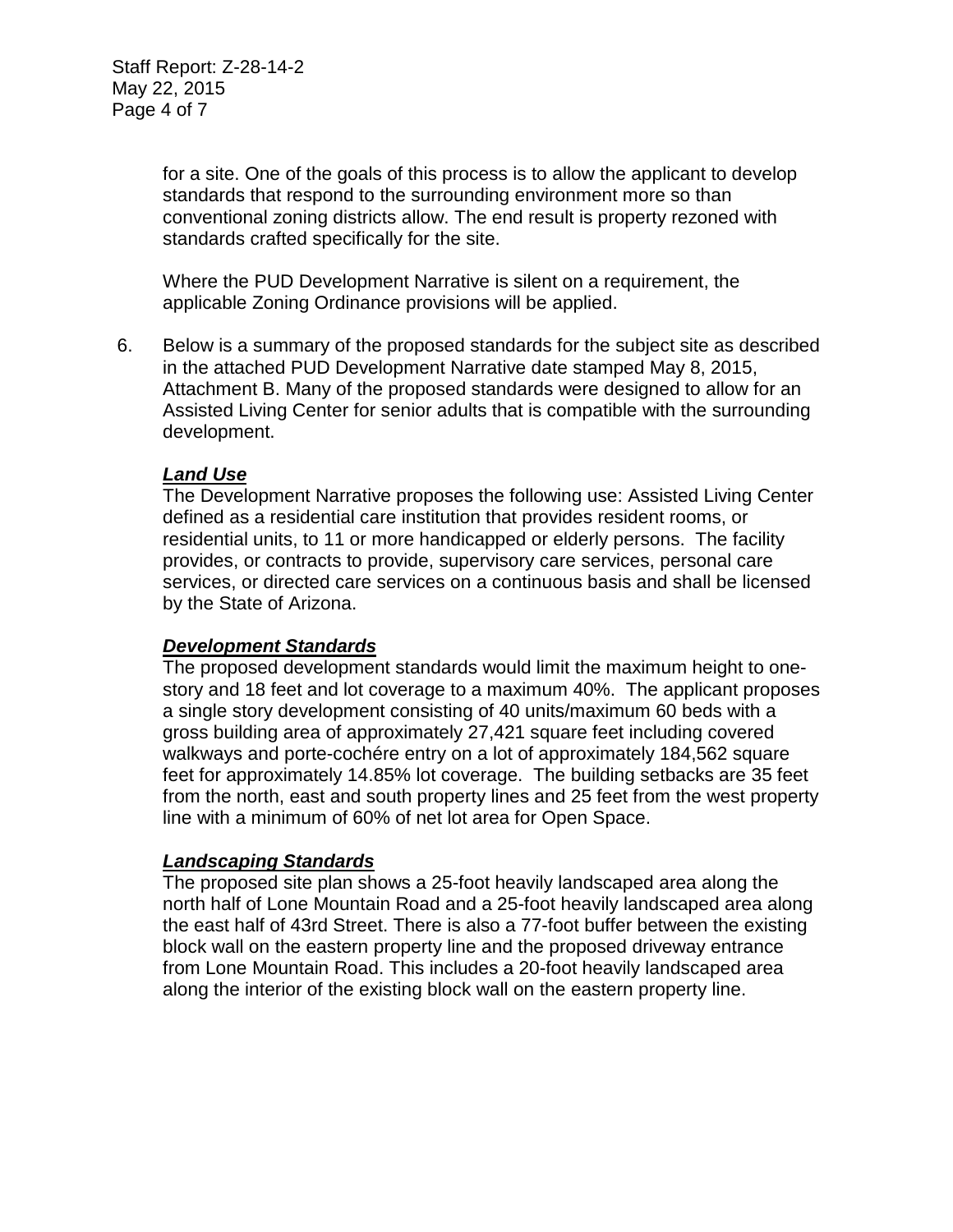for a site. One of the goals of this process is to allow the applicant to develop standards that respond to the surrounding environment more so than conventional zoning districts allow. The end result is property rezoned with standards crafted specifically for the site.

Where the PUD Development Narrative is silent on a requirement, the applicable Zoning Ordinance provisions will be applied.

6. Below is a summary of the proposed standards for the subject site as described in the attached PUD Development Narrative date stamped May 8, 2015, Attachment B. Many of the proposed standards were designed to allow for an Assisted Living Center for senior adults that is compatible with the surrounding development.

***Land Use***
The Development Narrative proposes the following use: Assisted Living Center defined as a residential care institution that provides resident rooms, or residential units, to 11 or more handicapped or elderly persons. The facility provides, or contracts to provide, supervisory care services, personal care services, or directed care services on a continuous basis and shall be licensed by the State of Arizona.

***Development Standards***
The proposed development standards would limit the maximum height to one-story and 18 feet and lot coverage to a maximum 40%. The applicant proposes a single story development consisting of 40 units/maximum 60 beds with a gross building area of approximately 27,421 square feet including covered walkways and porte-cochére entry on a lot of approximately 184,562 square feet for approximately 14.85% lot coverage. The building setbacks are 35 feet from the north, east and south property lines and 25 feet from the west property line with a minimum of 60% of net lot area for Open Space.

***Landscaping Standards***
The proposed site plan shows a 25-foot heavily landscaped area along the north half of Lone Mountain Road and a 25-foot heavily landscaped area along the east half of 43rd Street. There is also a 77-foot buffer between the existing block wall on the eastern property line and the proposed driveway entrance from Lone Mountain Road. This includes a 20-foot heavily landscaped area along the interior of the existing block wall on the eastern property line.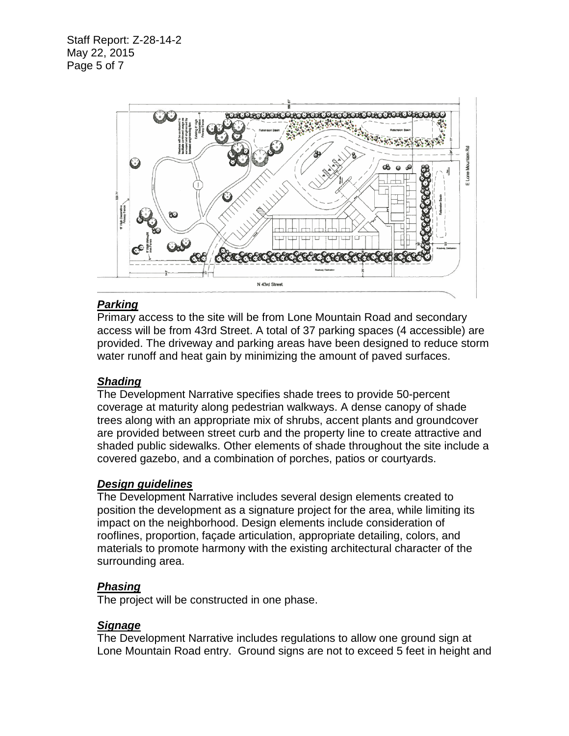### *Parking*

Primary access to the site will be from Lone Mountain Road and secondary access will be from 43rd Street. A total of 37 parking spaces (4 accessible) are provided. The driveway and parking areas have been designed to reduce storm water runoff and heat gain by minimizing the amount of paved surfaces.

### *Shading*

The Development Narrative specifies shade trees to provide 50-percent coverage at maturity along pedestrian walkways. A dense canopy of shade trees along with an appropriate mix of shrubs, accent plants and groundcover are provided between street curb and the property line to create attractive and shaded public sidewalks. Other elements of shade throughout the site include a covered gazebo, and a combination of porches, patios or courtyards.

### *Design guidelines*

The Development Narrative includes several design elements created to position the development as a signature project for the area, while limiting its impact on the neighborhood. Design elements include consideration of rooflines, proportion, façade articulation, appropriate detailing, colors, and materials to promote harmony with the existing architectural character of the surrounding area.

### *Phasing*

The project will be constructed in one phase.

### *Signage*

The Development Narrative includes regulations to allow one ground sign at Lone Mountain Road entry. Ground signs are not to exceed 5 feet in height and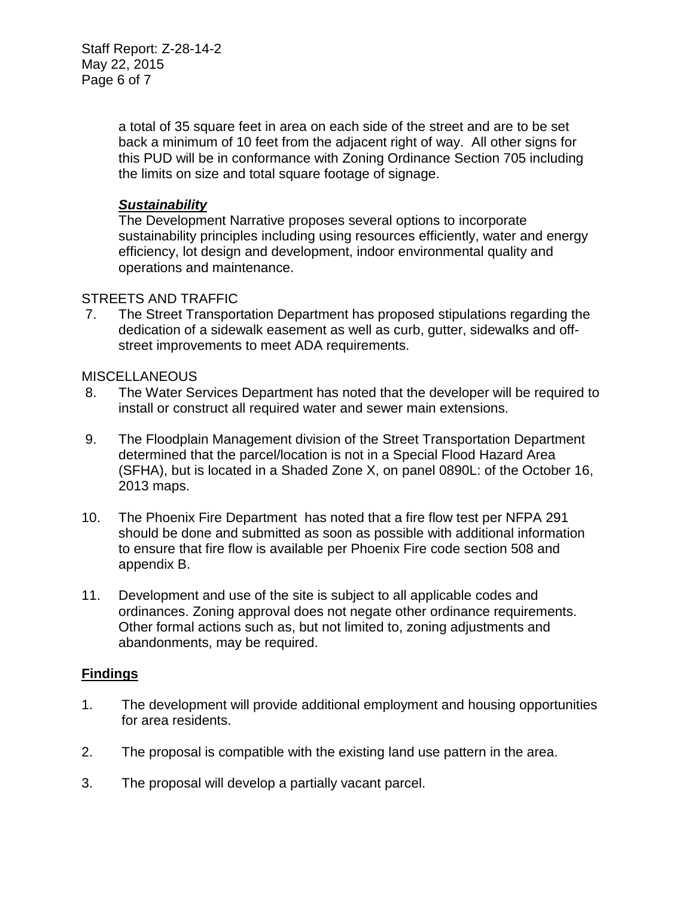a total of 35 square feet in area on each side of the street and are to be set back a minimum of 10 feet from the adjacent right of way. All other signs for this PUD will be in conformance with Zoning Ordinance Section 705 including the limits on size and total square footage of signage.

***Sustainability***

The Development Narrative proposes several options to incorporate sustainability principles including using resources efficiently, water and energy efficiency, lot design and development, indoor environmental quality and operations and maintenance.

STREETS AND TRAFFIC

7. The Street Transportation Department has proposed stipulations regarding the dedication of a sidewalk easement as well as curb, gutter, sidewalks and off-street improvements to meet ADA requirements.

MISCELLANEOUS

8. The Water Services Department has noted that the developer will be required to install or construct all required water and sewer main extensions.

9. The Floodplain Management division of the Street Transportation Department determined that the parcel/location is not in a Special Flood Hazard Area (SFHA), but is located in a Shaded Zone X, on panel 0890L: of the October 16, 2013 maps.

10. The Phoenix Fire Department has noted that a fire flow test per NFPA 291 should be done and submitted as soon as possible with additional information to ensure that fire flow is available per Phoenix Fire code section 508 and appendix B.

11. Development and use of the site is subject to all applicable codes and ordinances. Zoning approval does not negate other ordinance requirements. Other formal actions such as, but not limited to, zoning adjustments and abandonments, may be required.

## Findings

1. The development will provide additional employment and housing opportunities for area residents.

2. The proposal is compatible with the existing land use pattern in the area.

3. The proposal will develop a partially vacant parcel.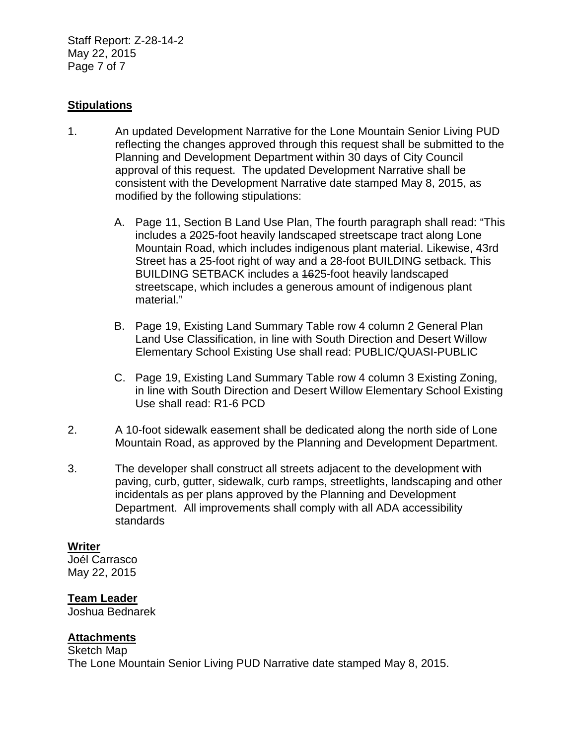## Stipulations

1. An updated Development Narrative for the Lone Mountain Senior Living PUD reflecting the changes approved through this request shall be submitted to the Planning and Development Department within 30 days of City Council approval of this request. The updated Development Narrative shall be consistent with the Development Narrative date stamped May 8, 2015, as modified by the following stipulations:

   A. Page 11, Section B Land Use Plan, The fourth paragraph shall read: "This includes a ~~20~~25-foot heavily landscaped streetscape tract along Lone Mountain Road, which includes indigenous plant material. Likewise, 43rd Street has a 25-foot right of way and a 28-foot BUILDING setback. This BUILDING SETBACK includes a ~~16~~25-foot heavily landscaped streetscape, which includes a generous amount of indigenous plant material."

   B. Page 19, Existing Land Summary Table row 4 column 2 General Plan Land Use Classification, in line with South Direction and Desert Willow Elementary School Existing Use shall read: PUBLIC/QUASI-PUBLIC

   C. Page 19, Existing Land Summary Table row 4 column 3 Existing Zoning, in line with South Direction and Desert Willow Elementary School Existing Use shall read: R1-6 PCD

2. A 10-foot sidewalk easement shall be dedicated along the north side of Lone Mountain Road, as approved by the Planning and Development Department.

3. The developer shall construct all streets adjacent to the development with paving, curb, gutter, sidewalk, curb ramps, streetlights, landscaping and other incidentals as per plans approved by the Planning and Development Department. All improvements shall comply with all ADA accessibility standards

**Writer**
Joél Carrasco
May 22, 2015

**Team Leader**
Joshua Bednarek

**Attachments**
Sketch Map
The Lone Mountain Senior Living PUD Narrative date stamped May 8, 2015.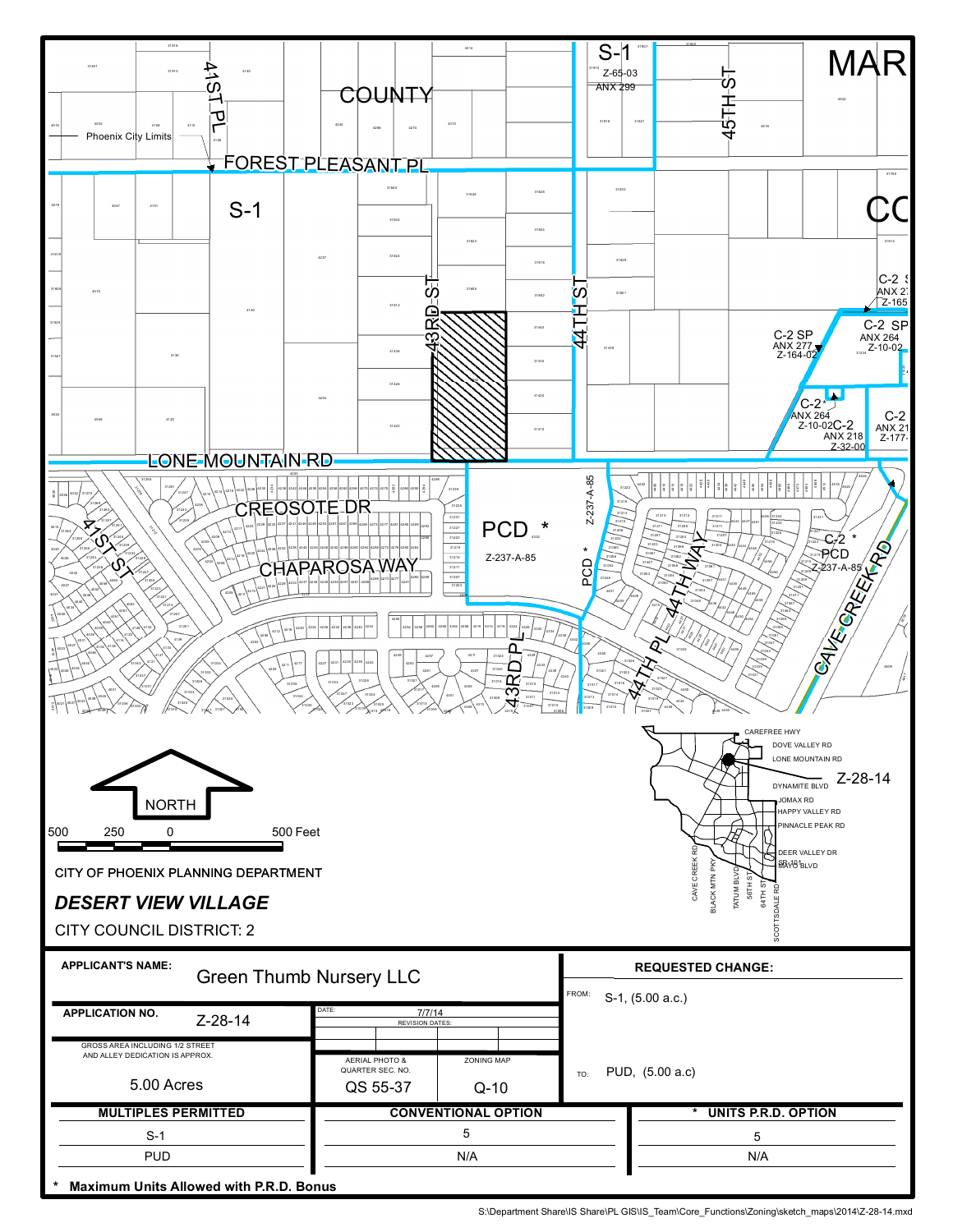CITY OF PHOENIX PLANNING DEPARTMENT

***DESERT VIEW VILLAGE***

CITY COUNCIL DISTRICT: 2

| | | | |
|---|---|---|---|
| **APPLICANT'S NAME:** Green Thumb Nursery LLC | | | **REQUESTED CHANGE:** |
| **APPLICATION NO.** Z-28-14 | DATE: 7/7/14 REVISION DATES: | | FROM: S-1, (5.00 a.c.) |
| GROSS AREA INCLUDING 1/2 STREET AND ALLEY DEDICATION IS APPROX. 5.00 Acres | AERIAL PHOTO & QUARTER SEC. NO. QS 55-37 | ZONING MAP Q-10 | TO: PUD, (5.00 a.c) |

| MULTIPLES PERMITTED | CONVENTIONAL OPTION | * UNITS P.R.D. OPTION |
|---|---|---|
| S-1 | 5 | 5 |
| PUD | N/A | N/A |

\* **Maximum Units Allowed with P.R.D. Bonus**

S:\Department Share\IS Share\PL GIS\IS_Team\Core_Functions\Zoning\sketch_maps\2014\Z-28-14.mxd